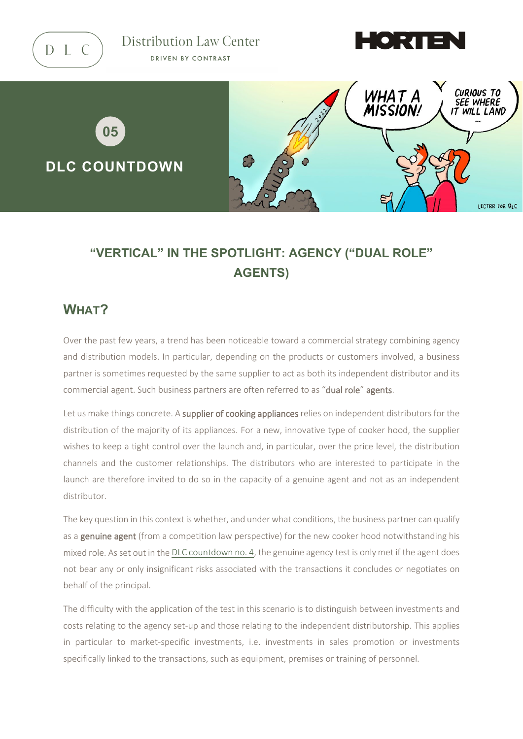Distribution Law Center

DRIVEN BY CONTRAST

HORTEN

05

**DLC COUNTDOWN**

## "VERTICAL" IN THE SPOTLIGHT: AGENCY ("DUAL ROLE" AGENTS)

## WHAT?

Over the past few years, a trend has been noticeable toward a commercial strategy combining agency and distribution models. In particular, depending on the products or customers involved, a business partner is sometimes requested by the same supplier to act as both its independent distributor and its commercial agent. Such business partners are often referred to as "**dual role**" **agents**.

Let us make things concrete. A **supplier of cooking appliances** relies on independent distributors for the distribution of the majority of its appliances. For a new, innovative type of cooker hood, the supplier wishes to keep a tight control over the launch and, in particular, over the price level, the distribution channels and the customer relationships. The distributors who are interested to participate in the launch are therefore invited to do so in the capacity of a genuine agent and not as an independent distributor.

The key question in this context is whether, and under what conditions, the business partner can qualify as a **genuine agent** (from a competition law perspective) for the new cooker hood notwithstanding his mixed role. As set out in the DLC countdown no. 4, the genuine agency test is only met if the agent does not bear any or only insignificant risks associated with the transactions it concludes or negotiates on behalf of the principal.

The difficulty with the application of the test in this scenario is to distinguish between investments and costs relating to the agency set-up and those relating to the independent distributorship. This applies in particular to market-specific investments, i.e. investments in sales promotion or investments specifically linked to the transactions, such as equipment, premises or training of personnel.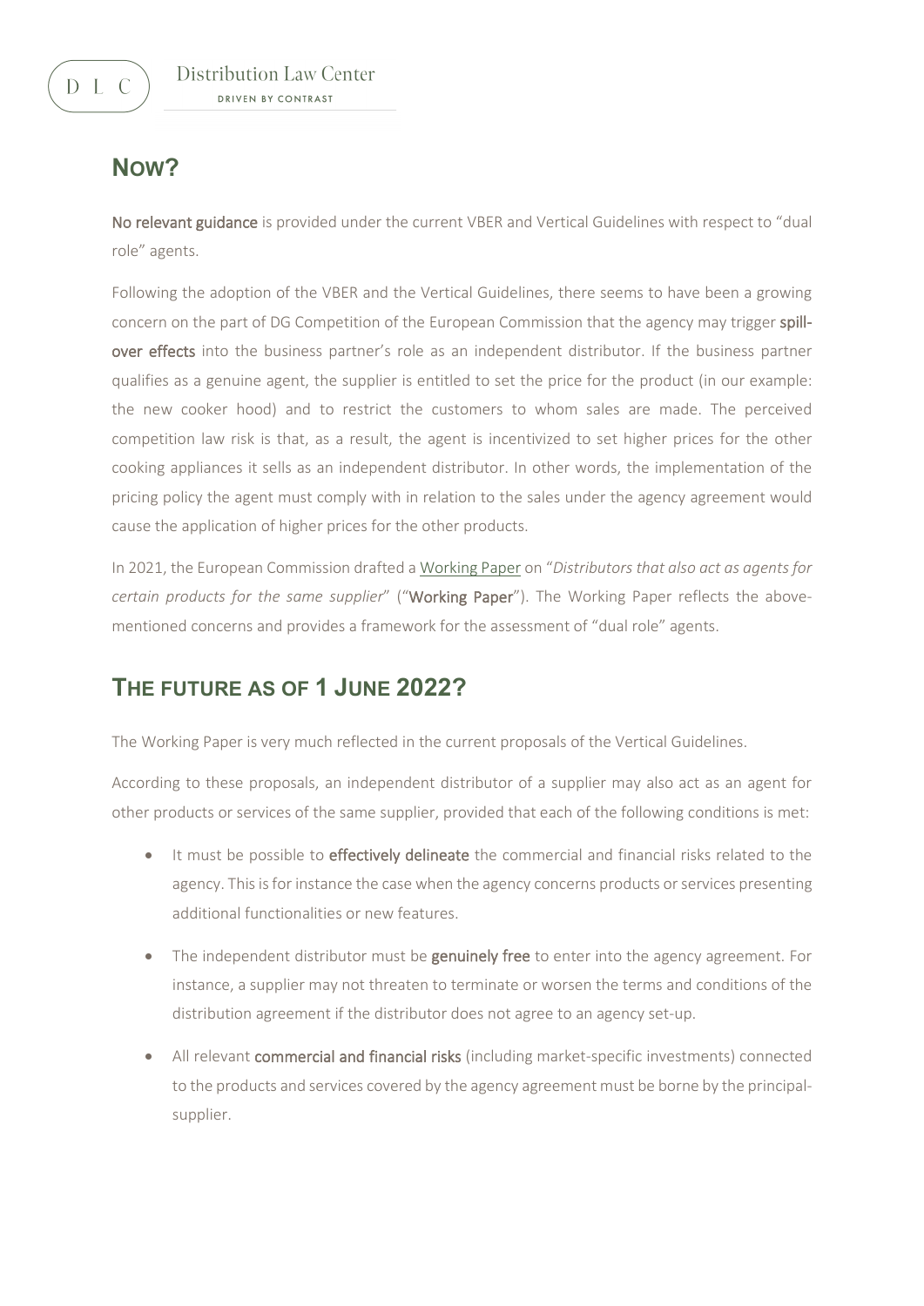## Now?

**No relevant guidance** is provided under the current VBER and Vertical Guidelines with respect to "dual role" agents.

Following the adoption of the VBER and the Vertical Guidelines, there seems to have been a growing concern on the part of DG Competition of the European Commission that the agency may trigger **spill-over effects** into the business partner's role as an independent distributor. If the business partner qualifies as a genuine agent, the supplier is entitled to set the price for the product (in our example: the new cooker hood) and to restrict the customers to whom sales are made. The perceived competition law risk is that, as a result, the agent is incentivized to set higher prices for the other cooking appliances it sells as an independent distributor. In other words, the implementation of the pricing policy the agent must comply with in relation to the sales under the agency agreement would cause the application of higher prices for the other products.

In 2021, the European Commission drafted a Working Paper on "*Distributors that also act as agents for certain products for the same supplier*" ("**Working Paper**"). The Working Paper reflects the above-mentioned concerns and provides a framework for the assessment of "dual role" agents.

## The future as of 1 June 2022?

The Working Paper is very much reflected in the current proposals of the Vertical Guidelines.

According to these proposals, an independent distributor of a supplier may also act as an agent for other products or services of the same supplier, provided that each of the following conditions is met:

- It must be possible to **effectively delineate** the commercial and financial risks related to the agency. This is for instance the case when the agency concerns products or services presenting additional functionalities or new features.
- The independent distributor must be **genuinely free** to enter into the agency agreement. For instance, a supplier may not threaten to terminate or worsen the terms and conditions of the distribution agreement if the distributor does not agree to an agency set-up.
- All relevant **commercial and financial risks** (including market-specific investments) connected to the products and services covered by the agency agreement must be borne by the principal-supplier.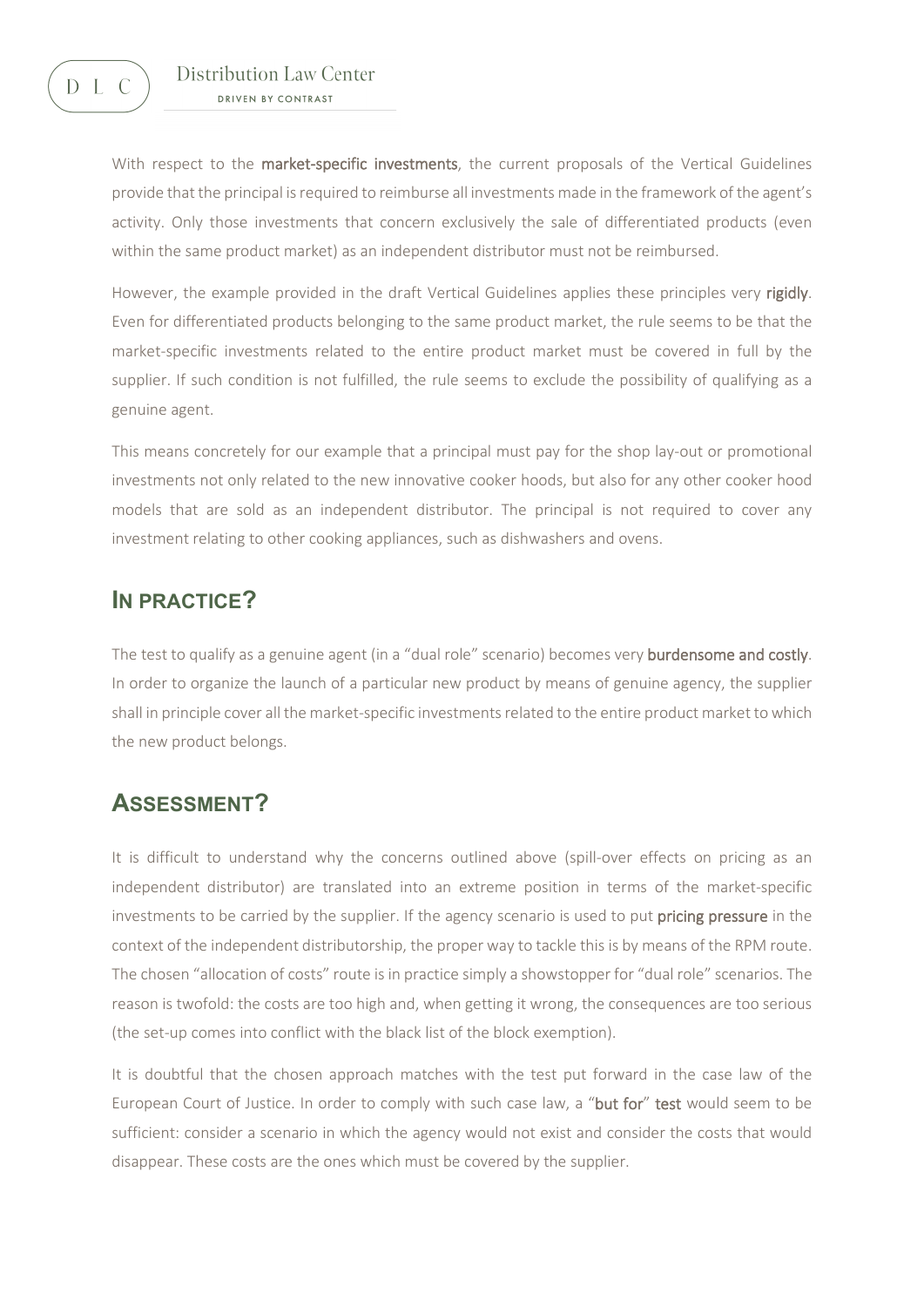With respect to the **market-specific investments**, the current proposals of the Vertical Guidelines provide that the principal is required to reimburse all investments made in the framework of the agent's activity. Only those investments that concern exclusively the sale of differentiated products (even within the same product market) as an independent distributor must not be reimbursed.

However, the example provided in the draft Vertical Guidelines applies these principles very **rigidly**. Even for differentiated products belonging to the same product market, the rule seems to be that the market-specific investments related to the entire product market must be covered in full by the supplier. If such condition is not fulfilled, the rule seems to exclude the possibility of qualifying as a genuine agent.

This means concretely for our example that a principal must pay for the shop lay-out or promotional investments not only related to the new innovative cooker hoods, but also for any other cooker hood models that are sold as an independent distributor. The principal is not required to cover any investment relating to other cooking appliances, such as dishwashers and ovens.

## IN PRACTICE?

The test to qualify as a genuine agent (in a "dual role" scenario) becomes very **burdensome and costly**. In order to organize the launch of a particular new product by means of genuine agency, the supplier shall in principle cover all the market-specific investments related to the entire product market to which the new product belongs.

## ASSESSMENT?

It is difficult to understand why the concerns outlined above (spill-over effects on pricing as an independent distributor) are translated into an extreme position in terms of the market-specific investments to be carried by the supplier. If the agency scenario is used to put **pricing pressure** in the context of the independent distributorship, the proper way to tackle this is by means of the RPM route. The chosen "allocation of costs" route is in practice simply a showstopper for "dual role" scenarios. The reason is twofold: the costs are too high and, when getting it wrong, the consequences are too serious (the set-up comes into conflict with the black list of the block exemption).

It is doubtful that the chosen approach matches with the test put forward in the case law of the European Court of Justice. In order to comply with such case law, a "**but for**" **test** would seem to be sufficient: consider a scenario in which the agency would not exist and consider the costs that would disappear. These costs are the ones which must be covered by the supplier.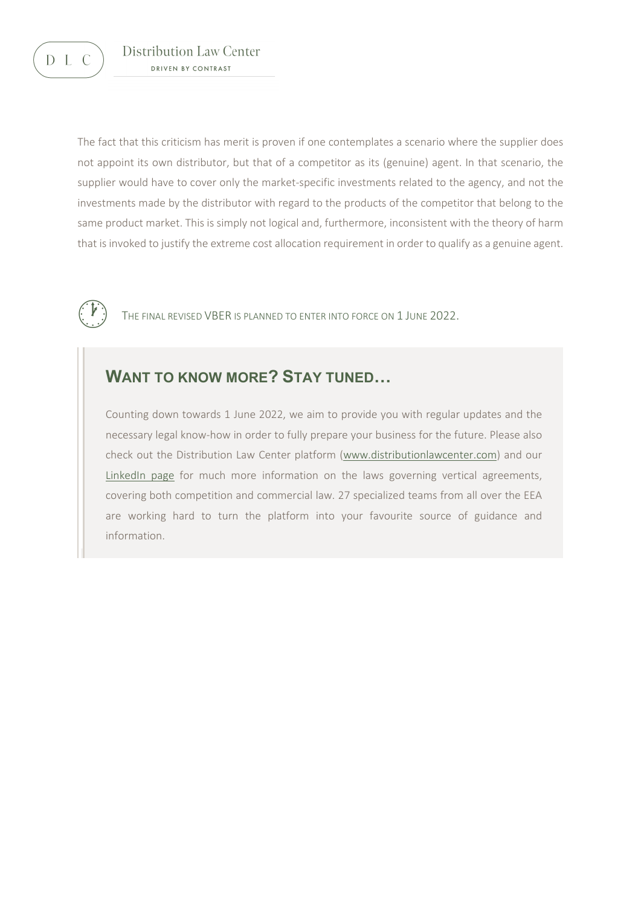The fact that this criticism has merit is proven if one contemplates a scenario where the supplier does not appoint its own distributor, but that of a competitor as its (genuine) agent. In that scenario, the supplier would have to cover only the market-specific investments related to the agency, and not the investments made by the distributor with regard to the products of the competitor that belong to the same product market. This is simply not logical and, furthermore, inconsistent with the theory of harm that is invoked to justify the extreme cost allocation requirement in order to qualify as a genuine agent.

THE FINAL REVISED VBER IS PLANNED TO ENTER INTO FORCE ON 1 JUNE 2022.

## WANT TO KNOW MORE? STAY TUNED…

Counting down towards 1 June 2022, we aim to provide you with regular updates and the necessary legal know-how in order to fully prepare your business for the future. Please also check out the Distribution Law Center platform ([www.distributionlawcenter.com](www.distributionlawcenter.com)) and our [LinkedIn page]() for much more information on the laws governing vertical agreements, covering both competition and commercial law. 27 specialized teams from all over the EEA are working hard to turn the platform into your favourite source of guidance and information.